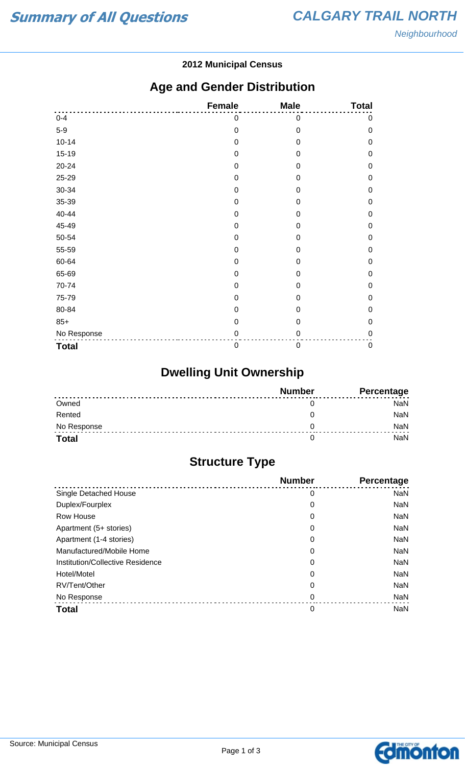# Summary of All Questions

## CALGARY TRAIL NORTH

*Neighbourhood*

**2012 Municipal Census**

## Age and Gender Distribution

| | Female | Male | Total |
|---|---|---|---|
| 0-4 | 0 | 0 | 0 |
| 5-9 | 0 | 0 | 0 |
| 10-14 | 0 | 0 | 0 |
| 15-19 | 0 | 0 | 0 |
| 20-24 | 0 | 0 | 0 |
| 25-29 | 0 | 0 | 0 |
| 30-34 | 0 | 0 | 0 |
| 35-39 | 0 | 0 | 0 |
| 40-44 | 0 | 0 | 0 |
| 45-49 | 0 | 0 | 0 |
| 50-54 | 0 | 0 | 0 |
| 55-59 | 0 | 0 | 0 |
| 60-64 | 0 | 0 | 0 |
| 65-69 | 0 | 0 | 0 |
| 70-74 | 0 | 0 | 0 |
| 75-79 | 0 | 0 | 0 |
| 80-84 | 0 | 0 | 0 |
| 85+ | 0 | 0 | 0 |
| No Response | 0 | 0 | 0 |
| **Total** | 0 | 0 | 0 |

## Dwelling Unit Ownership

| | Number | Percentage |
|---|---|---|
| Owned | 0 | NaN |
| Rented | 0 | NaN |
| No Response | 0 | NaN |
| **Total** | 0 | NaN |

## Structure Type

| | Number | Percentage |
|---|---|---|
| Single Detached House | 0 | NaN |
| Duplex/Fourplex | 0 | NaN |
| Row House | 0 | NaN |
| Apartment (5+ stories) | 0 | NaN |
| Apartment (1-4 stories) | 0 | NaN |
| Manufactured/Mobile Home | 0 | NaN |
| Institution/Collective Residence | 0 | NaN |
| Hotel/Motel | 0 | NaN |
| RV/Tent/Other | 0 | NaN |
| No Response | 0 | NaN |
| **Total** | 0 | NaN |

Source: Municipal Census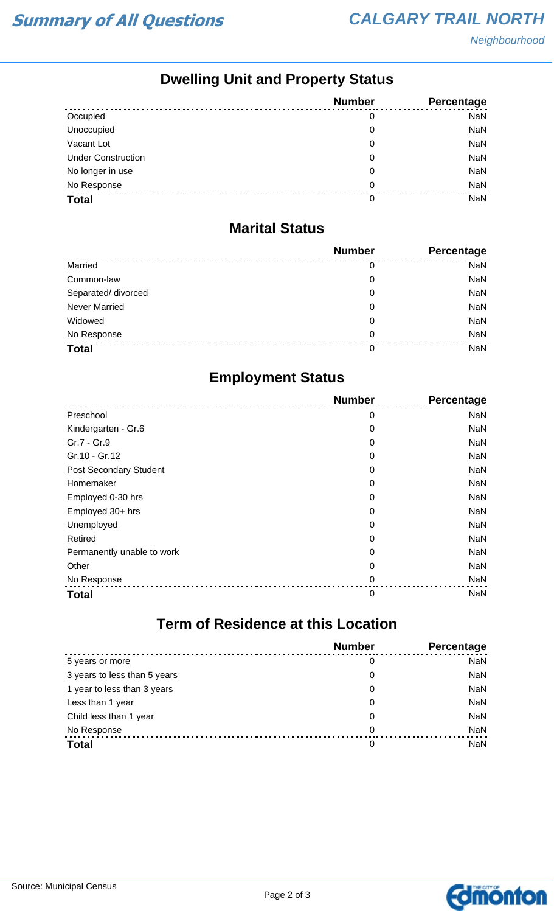# Summary of All Questions

## CALGARY TRAIL NORTH

*Neighbourhood*

### Dwelling Unit and Property Status

| | Number | Percentage |
|---|---|---|
| Occupied | 0 | NaN |
| Unoccupied | 0 | NaN |
| Vacant Lot | 0 | NaN |
| Under Construction | 0 | NaN |
| No longer in use | 0 | NaN |
| No Response | 0 | NaN |
| **Total** | 0 | NaN |

### Marital Status

| | Number | Percentage |
|---|---|---|
| Married | 0 | NaN |
| Common-law | 0 | NaN |
| Separated/ divorced | 0 | NaN |
| Never Married | 0 | NaN |
| Widowed | 0 | NaN |
| No Response | 0 | NaN |
| **Total** | 0 | NaN |

### Employment Status

| | Number | Percentage |
|---|---|---|
| Preschool | 0 | NaN |
| Kindergarten - Gr.6 | 0 | NaN |
| Gr.7 - Gr.9 | 0 | NaN |
| Gr.10 - Gr.12 | 0 | NaN |
| Post Secondary Student | 0 | NaN |
| Homemaker | 0 | NaN |
| Employed 0-30 hrs | 0 | NaN |
| Employed 30+ hrs | 0 | NaN |
| Unemployed | 0 | NaN |
| Retired | 0 | NaN |
| Permanently unable to work | 0 | NaN |
| Other | 0 | NaN |
| No Response | 0 | NaN |
| **Total** | 0 | NaN |

### Term of Residence at this Location

| | Number | Percentage |
|---|---|---|
| 5 years or more | 0 | NaN |
| 3 years to less than 5 years | 0 | NaN |
| 1 year to less than 3 years | 0 | NaN |
| Less than 1 year | 0 | NaN |
| Child less than 1 year | 0 | NaN |
| No Response | 0 | NaN |
| **Total** | 0 | NaN |

Source: Municipal Census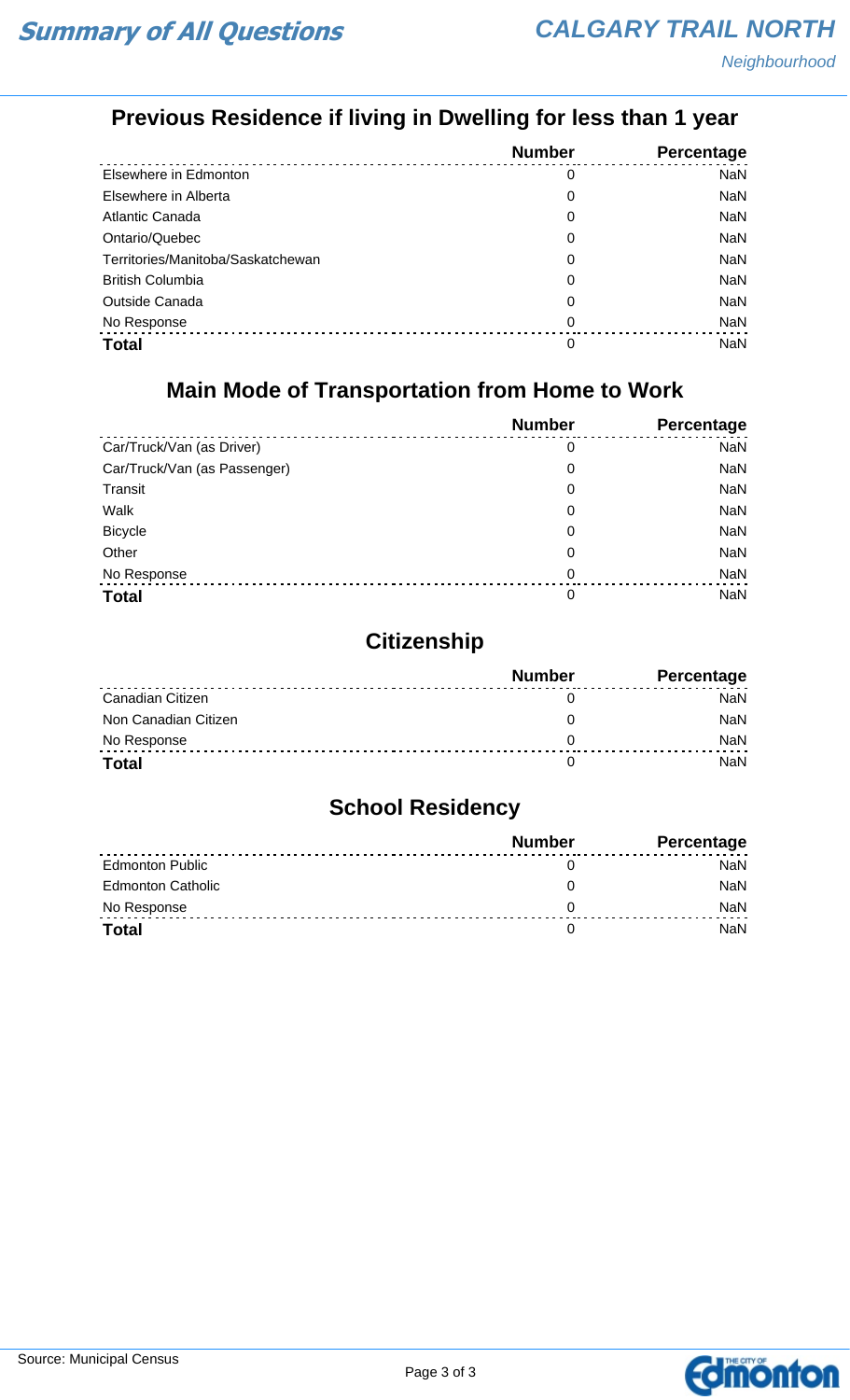## Previous Residence if living in Dwelling for less than 1 year

| | Number | Percentage |
|---|---|---|
| Elsewhere in Edmonton | 0 | NaN |
| Elsewhere in Alberta | 0 | NaN |
| Atlantic Canada | 0 | NaN |
| Ontario/Quebec | 0 | NaN |
| Territories/Manitoba/Saskatchewan | 0 | NaN |
| British Columbia | 0 | NaN |
| Outside Canada | 0 | NaN |
| No Response | 0 | NaN |
| **Total** | 0 | NaN |

## Main Mode of Transportation from Home to Work

| | Number | Percentage |
|---|---|---|
| Car/Truck/Van (as Driver) | 0 | NaN |
| Car/Truck/Van (as Passenger) | 0 | NaN |
| Transit | 0 | NaN |
| Walk | 0 | NaN |
| Bicycle | 0 | NaN |
| Other | 0 | NaN |
| No Response | 0 | NaN |
| **Total** | 0 | NaN |

## Citizenship

| | Number | Percentage |
|---|---|---|
| Canadian Citizen | 0 | NaN |
| Non Canadian Citizen | 0 | NaN |
| No Response | 0 | NaN |
| **Total** | 0 | NaN |

## School Residency

| | Number | Percentage |
|---|---|---|
| Edmonton Public | 0 | NaN |
| Edmonton Catholic | 0 | NaN |
| No Response | 0 | NaN |
| **Total** | 0 | NaN |

Source: Municipal Census